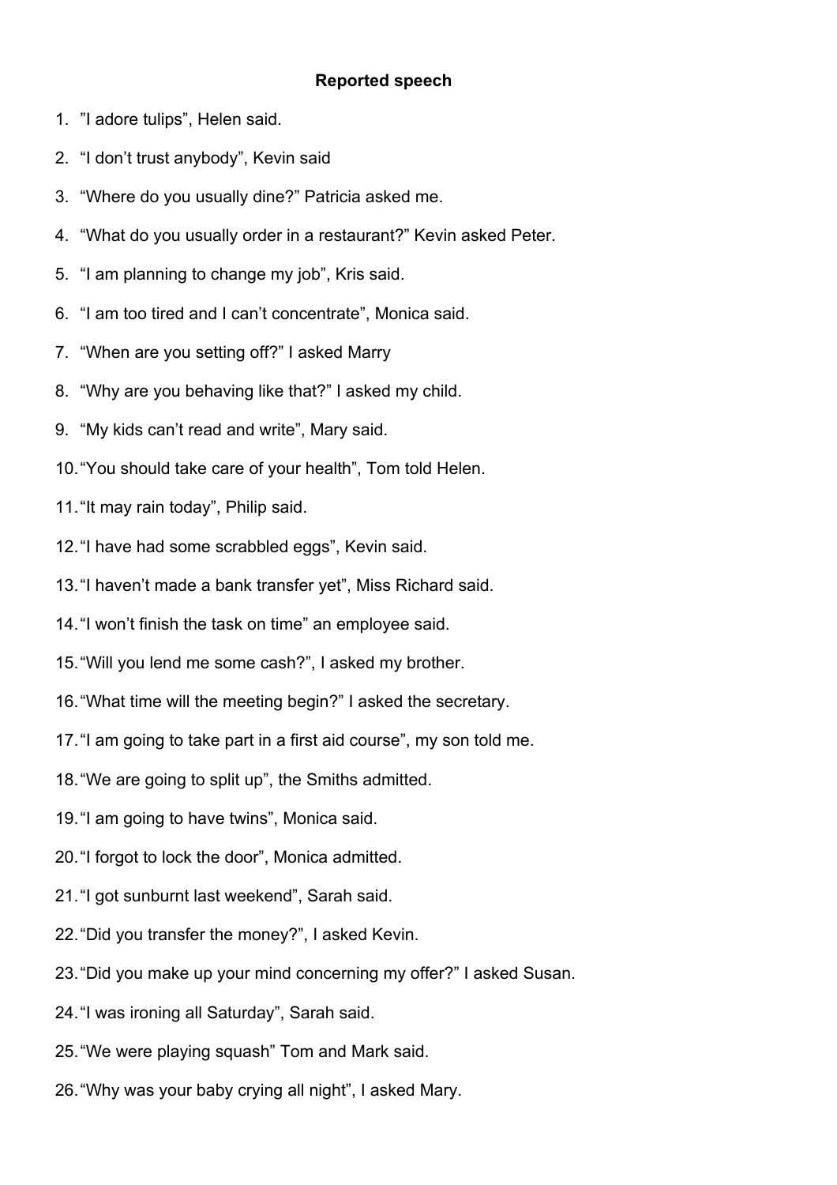**Reported speech**

1. ”I adore tulips”, Helen said.
2. “I don’t trust anybody”, Kevin said
3. “Where do you usually dine?” Patricia asked me.
4. “What do you usually order in a restaurant?” Kevin asked Peter.
5. “I am planning to change my job”, Kris said.
6. “I am too tired and I can’t concentrate”, Monica said.
7. “When are you setting off?” I asked Marry
8. “Why are you behaving like that?” I asked my child.
9. “My kids can’t read and write”, Mary said.
10. “You should take care of your health”, Tom told Helen.
11. “It may rain today”, Philip said.
12. “I have had some scrabbled eggs”, Kevin said.
13. “I haven’t made a bank transfer yet”, Miss Richard said.
14. “I won’t finish the task on time” an employee said.
15. “Will you lend me some cash?”, I asked my brother.
16. “What time will the meeting begin?” I asked the secretary.
17. “I am going to take part in a first aid course”, my son told me.
18. “We are going to split up”, the Smiths admitted.
19. “I am going to have twins”, Monica said.
20. “I forgot to lock the door”, Monica admitted.
21. “I got sunburnt last weekend”, Sarah said.
22. “Did you transfer the money?”, I asked Kevin.
23. “Did you make up your mind concerning my offer?” I asked Susan.
24. “I was ironing all Saturday”, Sarah said.
25. “We were playing squash” Tom and Mark said.
26. “Why was your baby crying all night”, I asked Mary.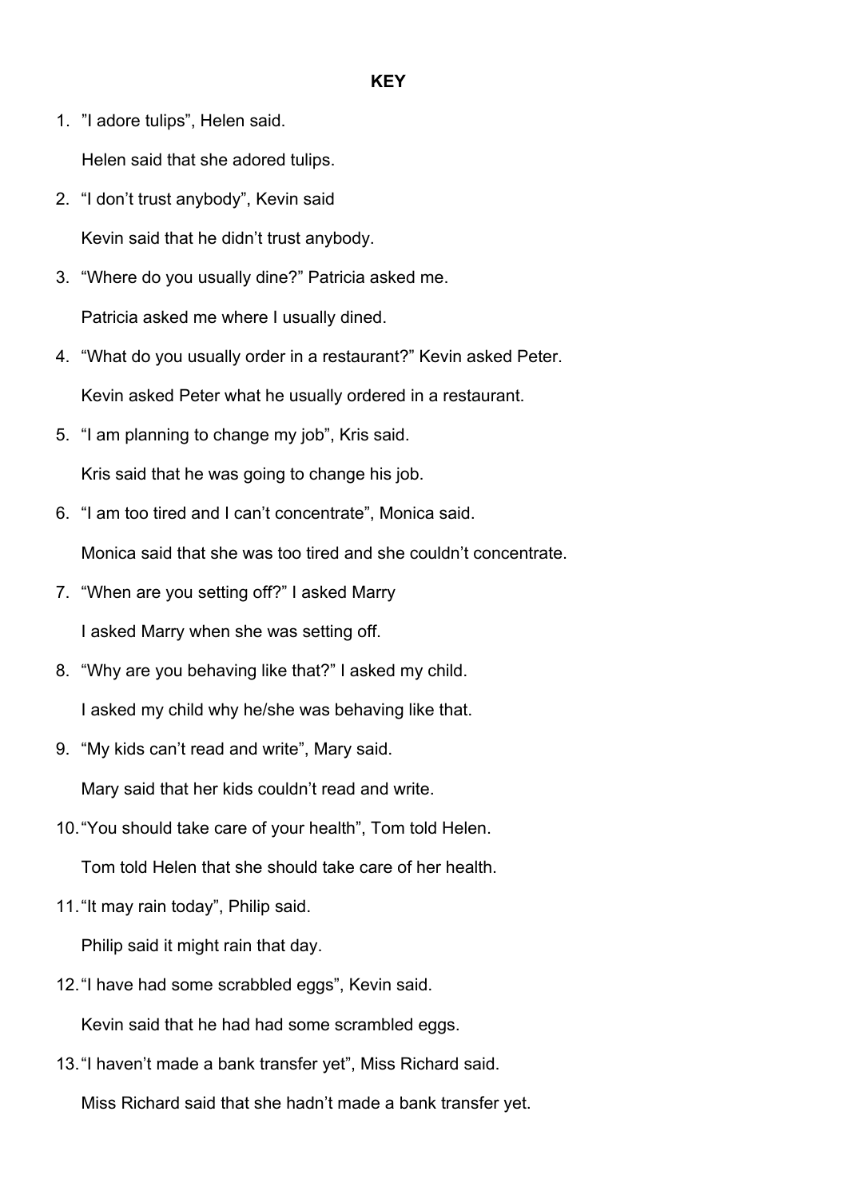**KEY**

1. ”I adore tulips”, Helen said.

   Helen said that she adored tulips.

2. “I don’t trust anybody”, Kevin said

   Kevin said that he didn’t trust anybody.

3. “Where do you usually dine?” Patricia asked me.

   Patricia asked me where I usually dined.

4. “What do you usually order in a restaurant?” Kevin asked Peter.

   Kevin asked Peter what he usually ordered in a restaurant.

5. “I am planning to change my job”, Kris said.

   Kris said that he was going to change his job.

6. “I am too tired and I can’t concentrate”, Monica said.

   Monica said that she was too tired and she couldn’t concentrate.

7. “When are you setting off?” I asked Marry

   I asked Marry when she was setting off.

8. “Why are you behaving like that?” I asked my child.

   I asked my child why he/she was behaving like that.

9. “My kids can’t read and write”, Mary said.

   Mary said that her kids couldn’t read and write.

10. “You should take care of your health”, Tom told Helen.

    Tom told Helen that she should take care of her health.

11. “It may rain today”, Philip said.

    Philip said it might rain that day.

12. “I have had some scrabbled eggs”, Kevin said.

    Kevin said that he had had some scrambled eggs.

13. “I haven’t made a bank transfer yet”, Miss Richard said.

    Miss Richard said that she hadn’t made a bank transfer yet.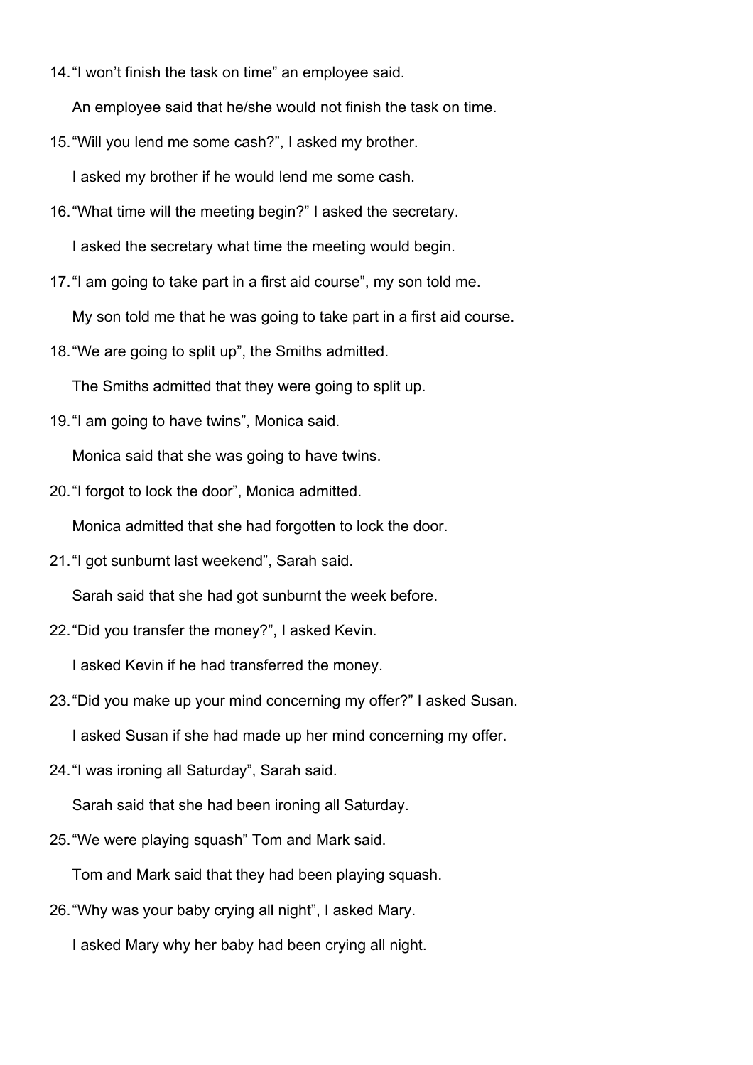14. “I won’t finish the task on time” an employee said.

    An employee said that he/she would not finish the task on time.

15. “Will you lend me some cash?”, I asked my brother.

    I asked my brother if he would lend me some cash.

16. “What time will the meeting begin?” I asked the secretary.

    I asked the secretary what time the meeting would begin.

17. “I am going to take part in a first aid course”, my son told me.

    My son told me that he was going to take part in a first aid course.

18. “We are going to split up”, the Smiths admitted.

    The Smiths admitted that they were going to split up.

19. “I am going to have twins”, Monica said.

    Monica said that she was going to have twins.

20. “I forgot to lock the door”, Monica admitted.

    Monica admitted that she had forgotten to lock the door.

21. “I got sunburnt last weekend”, Sarah said.

    Sarah said that she had got sunburnt the week before.

22. “Did you transfer the money?”, I asked Kevin.

    I asked Kevin if he had transferred the money.

23. “Did you make up your mind concerning my offer?” I asked Susan.

    I asked Susan if she had made up her mind concerning my offer.

24. “I was ironing all Saturday”, Sarah said.

    Sarah said that she had been ironing all Saturday.

25. “We were playing squash” Tom and Mark said.

    Tom and Mark said that they had been playing squash.

26. “Why was your baby crying all night”, I asked Mary.

    I asked Mary why her baby had been crying all night.